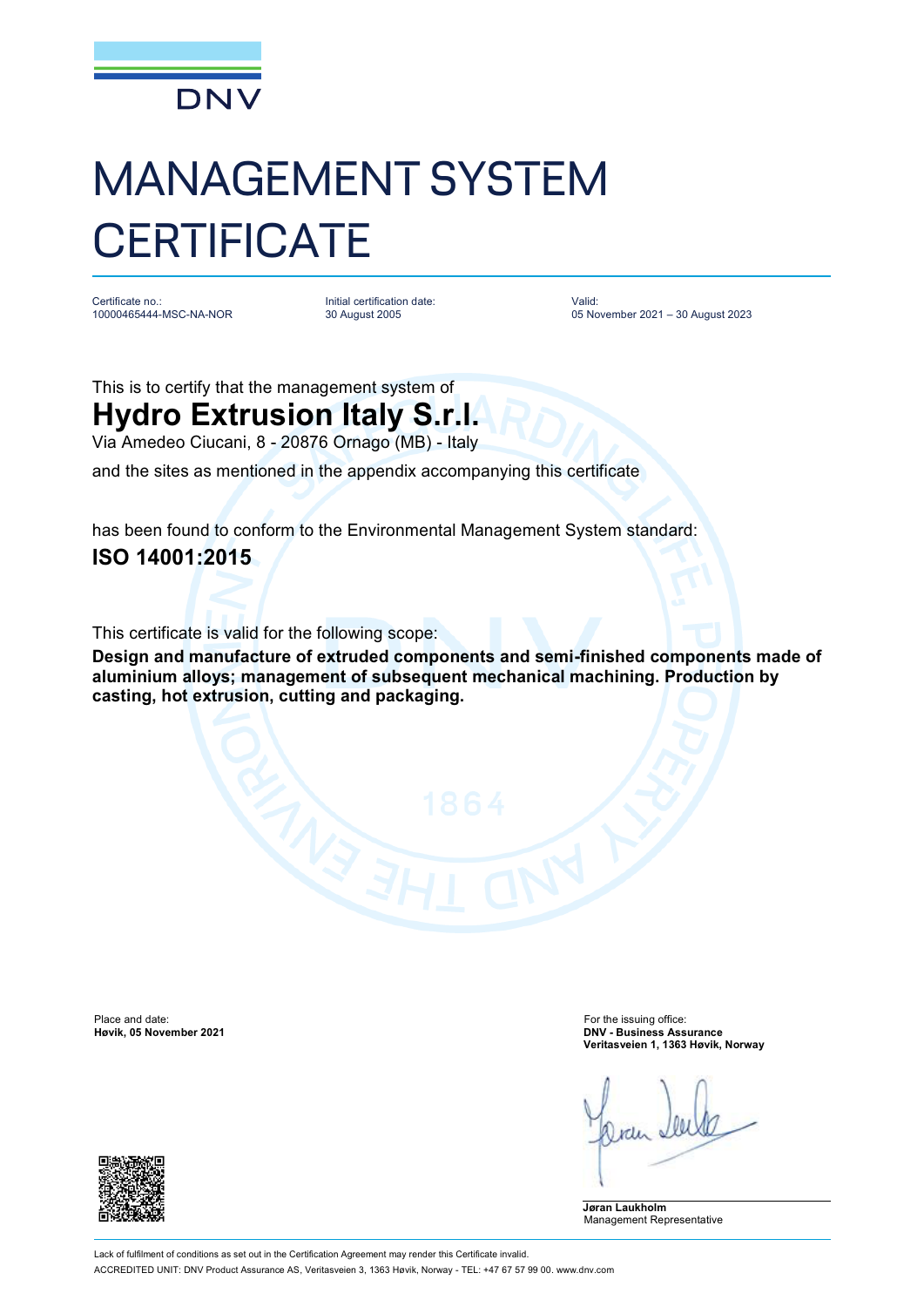DNV

# MANAGEMENT SYSTEM CERTIFICATE

| Certificate no.: | Initial certification date: | Valid: |
| --- | --- | --- |
| 10000465444-MSC-NA-NOR | 30 August 2005 | 05 November 2021 – 30 August 2023 |

This is to certify that the management system of

## Hydro Extrusion Italy S.r.l.

Via Amedeo Ciucani, 8 - 20876 Ornago (MB) - Italy

and the sites as mentioned in the appendix accompanying this certificate

has been found to conform to the Environmental Management System standard:

## ISO 14001:2015

This certificate is valid for the following scope:

**Design and manufacture of extruded components and semi-finished components made of aluminium alloys; management of subsequent mechanical machining. Production by casting, hot extrusion, cutting and packaging.**

Place and date:
**Høvik, 05 November 2021**

For the issuing office:
**DNV - Business Assurance**
**Veritasveien 1, 1363 Høvik, Norway**

**Jøran Laukholm**
Management Representative

Lack of fulfilment of conditions as set out in the Certification Agreement may render this Certificate invalid.
ACCREDITED UNIT: DNV Product Assurance AS, Veritasveien 3, 1363 Høvik, Norway - TEL: +47 67 57 99 00. www.dnv.com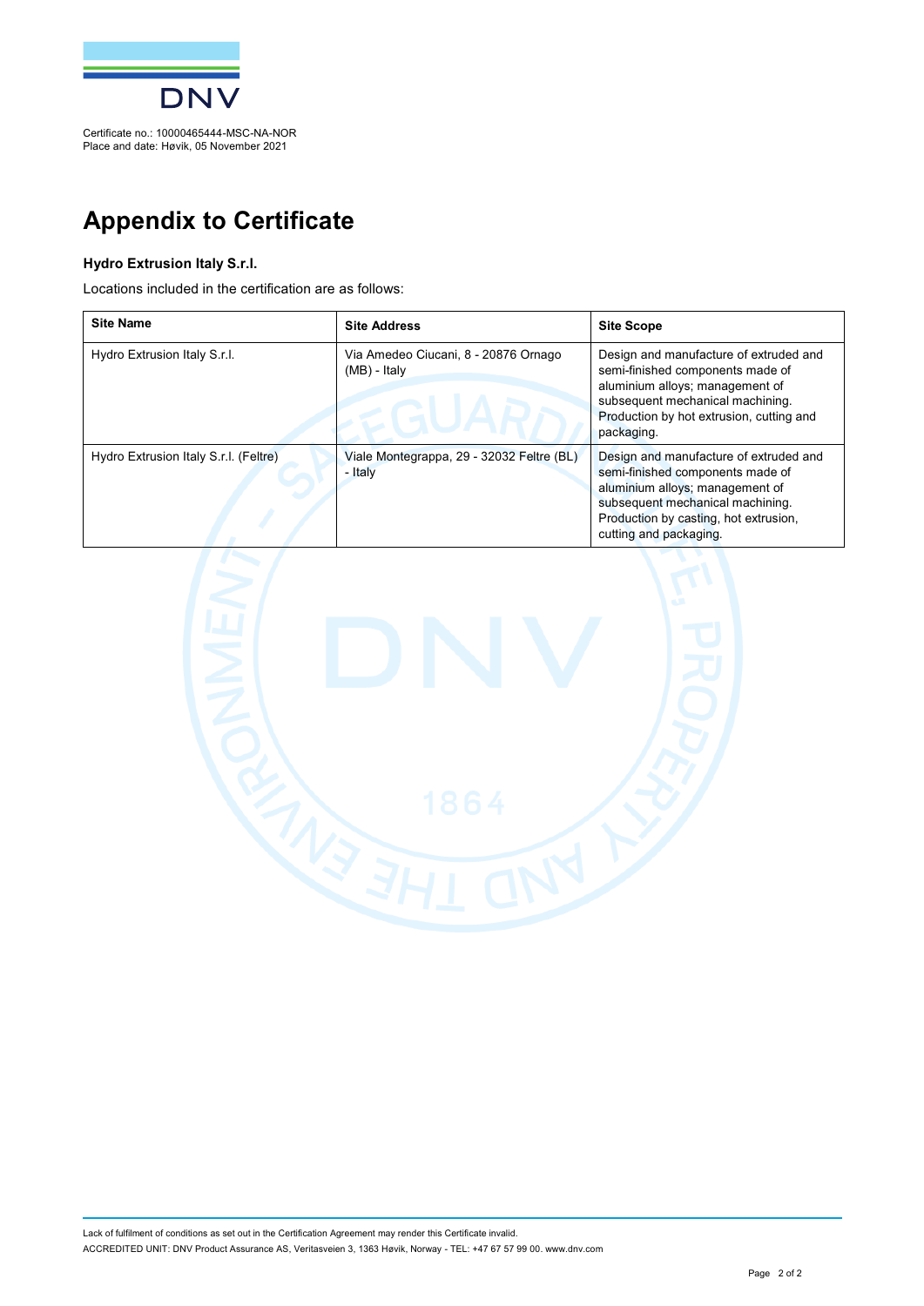Certificate no.: 10000465444-MSC-NA-NOR
Place and date: Høvik, 05 November 2021

# Appendix to Certificate

**Hydro Extrusion Italy S.r.l.**

Locations included in the certification are as follows:

| Site Name | Site Address | Site Scope |
|---|---|---|
| Hydro Extrusion Italy S.r.l. | Via Amedeo Ciucani, 8 - 20876 Ornago (MB) - Italy | Design and manufacture of extruded and semi-finished components made of aluminium alloys; management of subsequent mechanical machining. Production by hot extrusion, cutting and packaging. |
| Hydro Extrusion Italy S.r.l. (Feltre) | Viale Montegrappa, 29 - 32032 Feltre (BL) - Italy | Design and manufacture of extruded and semi-finished components made of aluminium alloys; management of subsequent mechanical machining. Production by casting, hot extrusion, cutting and packaging. |

Lack of fulfilment of conditions as set out in the Certification Agreement may render this Certificate invalid.
ACCREDITED UNIT: DNV Product Assurance AS, Veritasveien 3, 1363 Høvik, Norway - TEL: +47 67 57 99 00. www.dnv.com